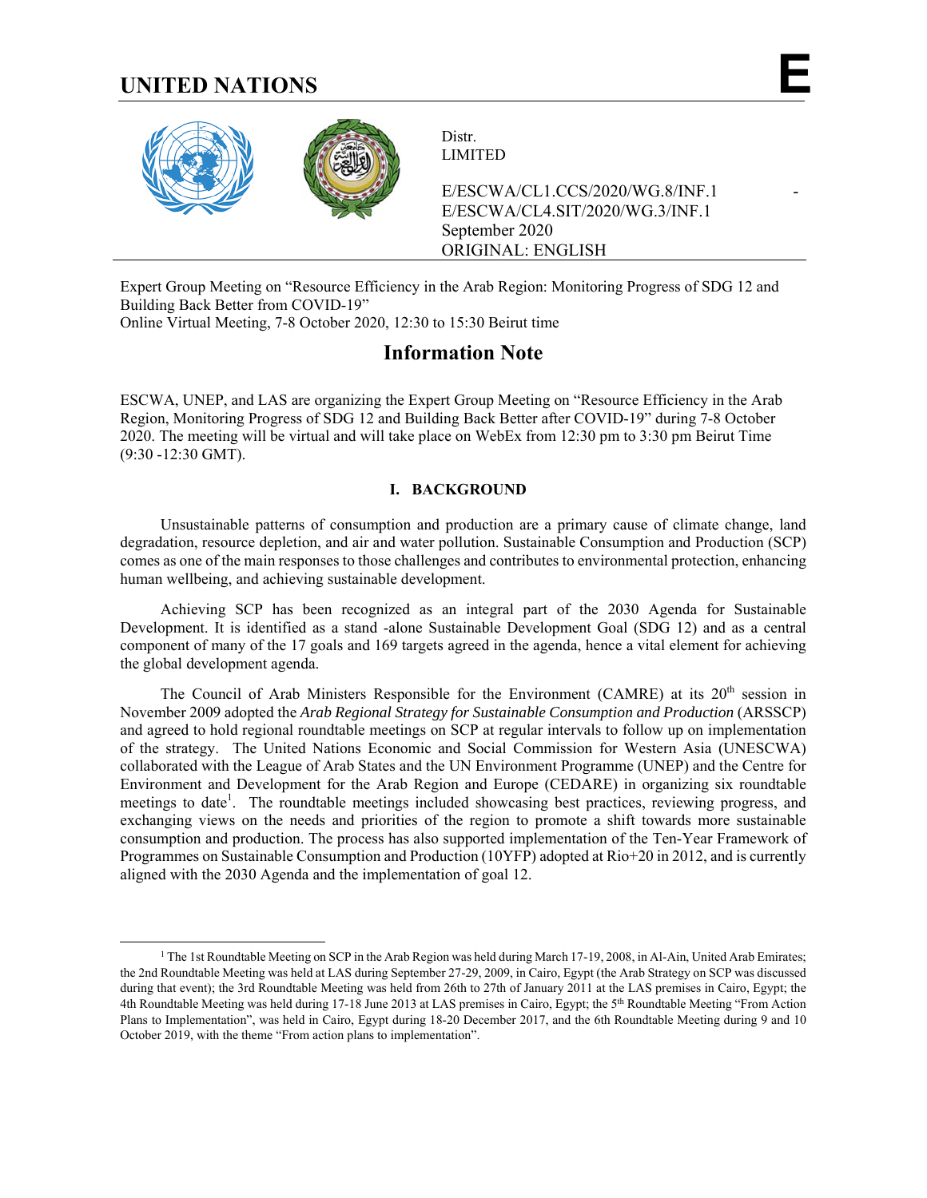# UNITED NATIONS

**E**

Distr.
LIMITED

E/ESCWA/CL1.CCS/2020/WG.8/INF.1 -
E/ESCWA/CL4.SIT/2020/WG.3/INF.1
September 2020
ORIGINAL: ENGLISH

Expert Group Meeting on "Resource Efficiency in the Arab Region: Monitoring Progress of SDG 12 and Building Back Better from COVID-19"
Online Virtual Meeting, 7-8 October 2020, 12:30 to 15:30 Beirut time

## Information Note

ESCWA, UNEP, and LAS are organizing the Expert Group Meeting on "Resource Efficiency in the Arab Region, Monitoring Progress of SDG 12 and Building Back Better after COVID-19" during 7-8 October 2020. The meeting will be virtual and will take place on WebEx from 12:30 pm to 3:30 pm Beirut Time (9:30 -12:30 GMT).

### I. BACKGROUND

Unsustainable patterns of consumption and production are a primary cause of climate change, land degradation, resource depletion, and air and water pollution. Sustainable Consumption and Production (SCP) comes as one of the main responses to those challenges and contributes to environmental protection, enhancing human wellbeing, and achieving sustainable development.

Achieving SCP has been recognized as an integral part of the 2030 Agenda for Sustainable Development. It is identified as a stand -alone Sustainable Development Goal (SDG 12) and as a central component of many of the 17 goals and 169 targets agreed in the agenda, hence a vital element for achieving the global development agenda.

The Council of Arab Ministers Responsible for the Environment (CAMRE) at its 20th session in November 2009 adopted the *Arab Regional Strategy for Sustainable Consumption and Production* (ARSSCP) and agreed to hold regional roundtable meetings on SCP at regular intervals to follow up on implementation of the strategy. The United Nations Economic and Social Commission for Western Asia (UNESCWA) collaborated with the League of Arab States and the UN Environment Programme (UNEP) and the Centre for Environment and Development for the Arab Region and Europe (CEDARE) in organizing six roundtable meetings to date[1]. The roundtable meetings included showcasing best practices, reviewing progress, and exchanging views on the needs and priorities of the region to promote a shift towards more sustainable consumption and production. The process has also supported implementation of the Ten-Year Framework of Programmes on Sustainable Consumption and Production (10YFP) adopted at Rio+20 in 2012, and is currently aligned with the 2030 Agenda and the implementation of goal 12.

---

[1] The 1st Roundtable Meeting on SCP in the Arab Region was held during March 17-19, 2008, in Al-Ain, United Arab Emirates; the 2nd Roundtable Meeting was held at LAS during September 27-29, 2009, in Cairo, Egypt (the Arab Strategy on SCP was discussed during that event); the 3rd Roundtable Meeting was held from 26th to 27th of January 2011 at the LAS premises in Cairo, Egypt; the 4th Roundtable Meeting was held during 17-18 June 2013 at LAS premises in Cairo, Egypt; the 5th Roundtable Meeting "From Action Plans to Implementation", was held in Cairo, Egypt during 18-20 December 2017, and the 6th Roundtable Meeting during 9 and 10 October 2019, with the theme "From action plans to implementation".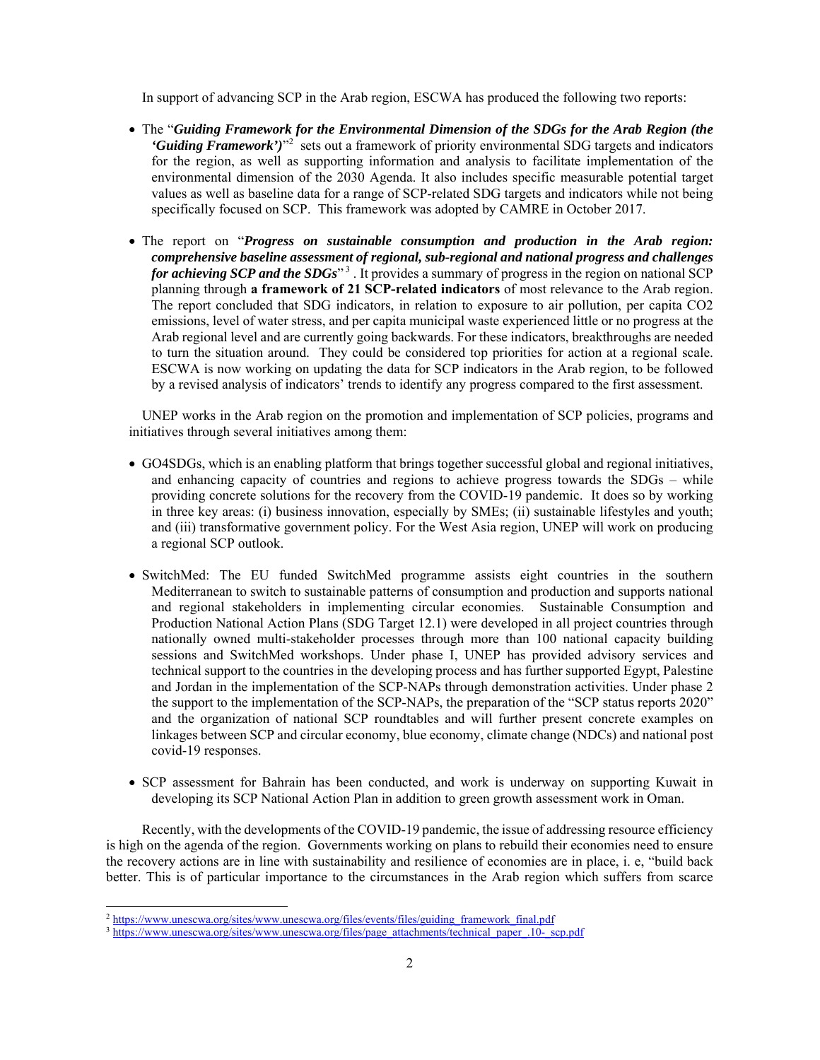In support of advancing SCP in the Arab region, ESCWA has produced the following two reports:

- The "***Guiding Framework for the Environmental Dimension of the SDGs for the Arab Region (the 'Guiding Framework')***"[2] sets out a framework of priority environmental SDG targets and indicators for the region, as well as supporting information and analysis to facilitate implementation of the environmental dimension of the 2030 Agenda. It also includes specific measurable potential target values as well as baseline data for a range of SCP-related SDG targets and indicators while not being specifically focused on SCP. This framework was adopted by CAMRE in October 2017.

- The report on "***Progress on sustainable consumption and production in the Arab region: comprehensive baseline assessment of regional, sub-regional and national progress and challenges for achieving SCP and the SDGs***"[3]. It provides a summary of progress in the region on national SCP planning through **a framework of 21 SCP-related indicators** of most relevance to the Arab region. The report concluded that SDG indicators, in relation to exposure to air pollution, per capita CO2 emissions, level of water stress, and per capita municipal waste experienced little or no progress at the Arab regional level and are currently going backwards. For these indicators, breakthroughs are needed to turn the situation around. They could be considered top priorities for action at a regional scale. ESCWA is now working on updating the data for SCP indicators in the Arab region, to be followed by a revised analysis of indicators' trends to identify any progress compared to the first assessment.

UNEP works in the Arab region on the promotion and implementation of SCP policies, programs and initiatives through several initiatives among them:

- GO4SDGs, which is an enabling platform that brings together successful global and regional initiatives, and enhancing capacity of countries and regions to achieve progress towards the SDGs – while providing concrete solutions for the recovery from the COVID-19 pandemic. It does so by working in three key areas: (i) business innovation, especially by SMEs; (ii) sustainable lifestyles and youth; and (iii) transformative government policy. For the West Asia region, UNEP will work on producing a regional SCP outlook.

- SwitchMed: The EU funded SwitchMed programme assists eight countries in the southern Mediterranean to switch to sustainable patterns of consumption and production and supports national and regional stakeholders in implementing circular economies. Sustainable Consumption and Production National Action Plans (SDG Target 12.1) were developed in all project countries through nationally owned multi-stakeholder processes through more than 100 national capacity building sessions and SwitchMed workshops. Under phase I, UNEP has provided advisory services and technical support to the countries in the developing process and has further supported Egypt, Palestine and Jordan in the implementation of the SCP-NAPs through demonstration activities. Under phase 2 the support to the implementation of the SCP-NAPs, the preparation of the "SCP status reports 2020" and the organization of national SCP roundtables and will further present concrete examples on linkages between SCP and circular economy, blue economy, climate change (NDCs) and national post covid-19 responses.

- SCP assessment for Bahrain has been conducted, and work is underway on supporting Kuwait in developing its SCP National Action Plan in addition to green growth assessment work in Oman.

Recently, with the developments of the COVID-19 pandemic, the issue of addressing resource efficiency is high on the agenda of the region. Governments working on plans to rebuild their economies need to ensure the recovery actions are in line with sustainability and resilience of economies are in place, i. e, "build back better. This is of particular importance to the circumstances in the Arab region which suffers from scarce

---

[2] https://www.unescwa.org/sites/www.unescwa.org/files/events/files/guiding_framework_final.pdf

[3] https://www.unescwa.org/sites/www.unescwa.org/files/page_attachments/technical_paper_.10-_scp.pdf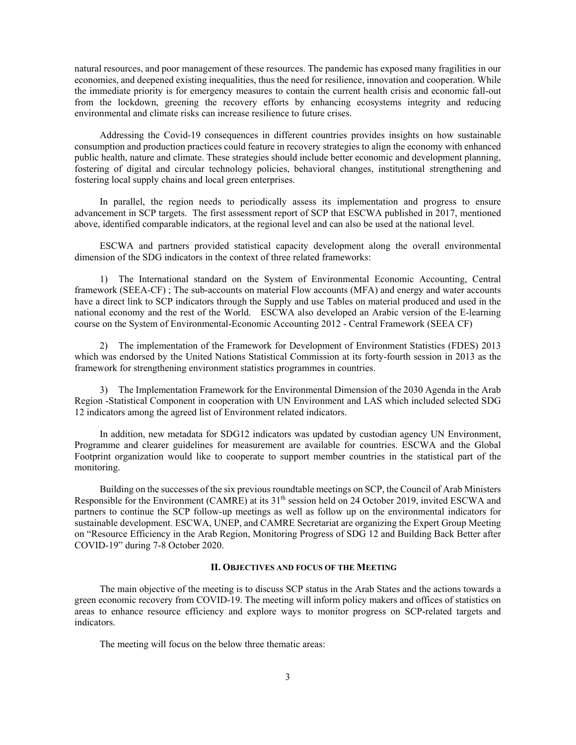natural resources, and poor management of these resources. The pandemic has exposed many fragilities in our economies, and deepened existing inequalities, thus the need for resilience, innovation and cooperation. While the immediate priority is for emergency measures to contain the current health crisis and economic fall-out from the lockdown, greening the recovery efforts by enhancing ecosystems integrity and reducing environmental and climate risks can increase resilience to future crises.

Addressing the Covid-19 consequences in different countries provides insights on how sustainable consumption and production practices could feature in recovery strategies to align the economy with enhanced public health, nature and climate. These strategies should include better economic and development planning, fostering of digital and circular technology policies, behavioral changes, institutional strengthening and fostering local supply chains and local green enterprises.

In parallel, the region needs to periodically assess its implementation and progress to ensure advancement in SCP targets. The first assessment report of SCP that ESCWA published in 2017, mentioned above, identified comparable indicators, at the regional level and can also be used at the national level.

ESCWA and partners provided statistical capacity development along the overall environmental dimension of the SDG indicators in the context of three related frameworks:

1) The International standard on the System of Environmental Economic Accounting, Central framework (SEEA-CF) ; The sub-accounts on material Flow accounts (MFA) and energy and water accounts have a direct link to SCP indicators through the Supply and use Tables on material produced and used in the national economy and the rest of the World. ESCWA also developed an Arabic version of the E-learning course on the System of Environmental-Economic Accounting 2012 - Central Framework (SEEA CF)

2) The implementation of the Framework for Development of Environment Statistics (FDES) 2013 which was endorsed by the United Nations Statistical Commission at its forty-fourth session in 2013 as the framework for strengthening environment statistics programmes in countries.

3) The Implementation Framework for the Environmental Dimension of the 2030 Agenda in the Arab Region -Statistical Component in cooperation with UN Environment and LAS which included selected SDG 12 indicators among the agreed list of Environment related indicators.

In addition, new metadata for SDG12 indicators was updated by custodian agency UN Environment, Programme and clearer guidelines for measurement are available for countries. ESCWA and the Global Footprint organization would like to cooperate to support member countries in the statistical part of the monitoring.

Building on the successes of the six previous roundtable meetings on SCP, the Council of Arab Ministers Responsible for the Environment (CAMRE) at its 31th session held on 24 October 2019, invited ESCWA and partners to continue the SCP follow-up meetings as well as follow up on the environmental indicators for sustainable development. ESCWA, UNEP, and CAMRE Secretariat are organizing the Expert Group Meeting on "Resource Efficiency in the Arab Region, Monitoring Progress of SDG 12 and Building Back Better after COVID-19" during 7-8 October 2020.

## II. Objectives and focus of the Meeting

The main objective of the meeting is to discuss SCP status in the Arab States and the actions towards a green economic recovery from COVID-19. The meeting will inform policy makers and offices of statistics on areas to enhance resource efficiency and explore ways to monitor progress on SCP-related targets and indicators.

The meeting will focus on the below three thematic areas: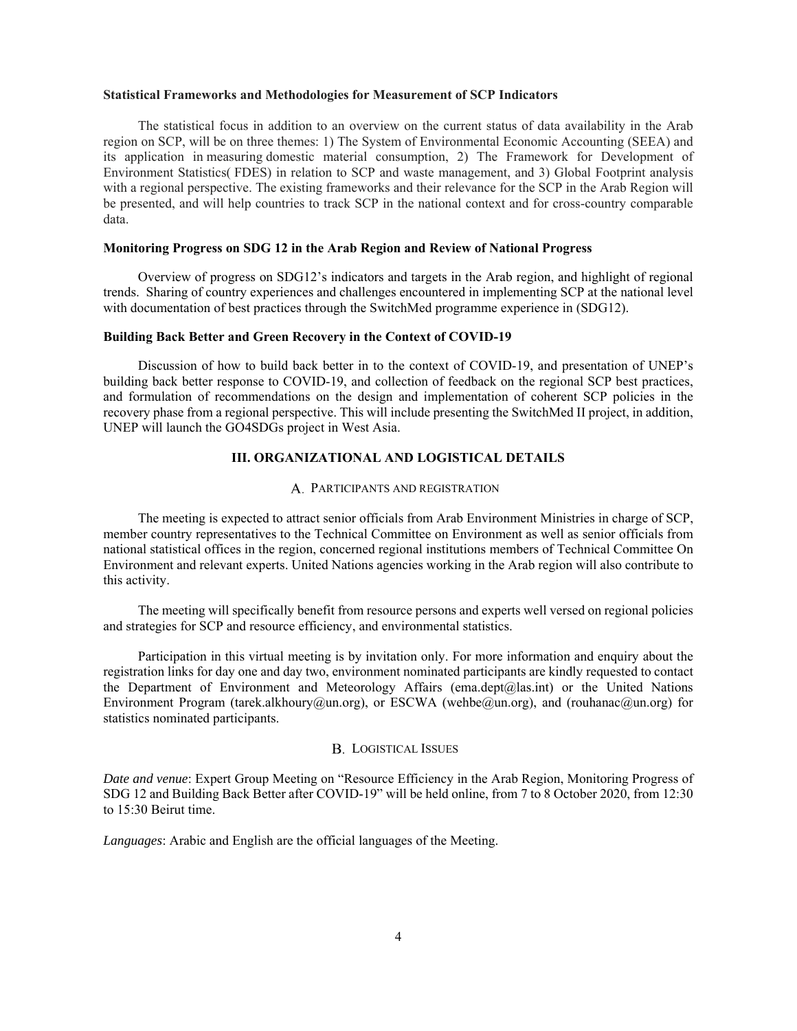**Statistical Frameworks and Methodologies for Measurement of SCP Indicators**

The statistical focus in addition to an overview on the current status of data availability in the Arab region on SCP, will be on three themes: 1) The System of Environmental Economic Accounting (SEEA) and its application in measuring domestic material consumption, 2) The Framework for Development of Environment Statistics( FDES) in relation to SCP and waste management, and 3) Global Footprint analysis with a regional perspective. The existing frameworks and their relevance for the SCP in the Arab Region will be presented, and will help countries to track SCP in the national context and for cross-country comparable data.

**Monitoring Progress on SDG 12 in the Arab Region and Review of National Progress**

Overview of progress on SDG12's indicators and targets in the Arab region, and highlight of regional trends. Sharing of country experiences and challenges encountered in implementing SCP at the national level with documentation of best practices through the SwitchMed programme experience in (SDG12).

**Building Back Better and Green Recovery in the Context of COVID-19**

Discussion of how to build back better in to the context of COVID-19, and presentation of UNEP's building back better response to COVID-19, and collection of feedback on the regional SCP best practices, and formulation of recommendations on the design and implementation of coherent SCP policies in the recovery phase from a regional perspective. This will include presenting the SwitchMed II project, in addition, UNEP will launch the GO4SDGs project in West Asia.

## III. ORGANIZATIONAL AND LOGISTICAL DETAILS

### A. Participants and registration

The meeting is expected to attract senior officials from Arab Environment Ministries in charge of SCP, member country representatives to the Technical Committee on Environment as well as senior officials from national statistical offices in the region, concerned regional institutions members of Technical Committee On Environment and relevant experts. United Nations agencies working in the Arab region will also contribute to this activity.

The meeting will specifically benefit from resource persons and experts well versed on regional policies and strategies for SCP and resource efficiency, and environmental statistics.

Participation in this virtual meeting is by invitation only. For more information and enquiry about the registration links for day one and day two, environment nominated participants are kindly requested to contact the Department of Environment and Meteorology Affairs (ema.dept@las.int) or the United Nations Environment Program (tarek.alkhoury@un.org), or ESCWA (wehbe@un.org), and (rouhanac@un.org) for statistics nominated participants.

### B. Logistical Issues

*Date and venue*: Expert Group Meeting on "Resource Efficiency in the Arab Region, Monitoring Progress of SDG 12 and Building Back Better after COVID-19" will be held online, from 7 to 8 October 2020, from 12:30 to 15:30 Beirut time.

*Languages*: Arabic and English are the official languages of the Meeting.